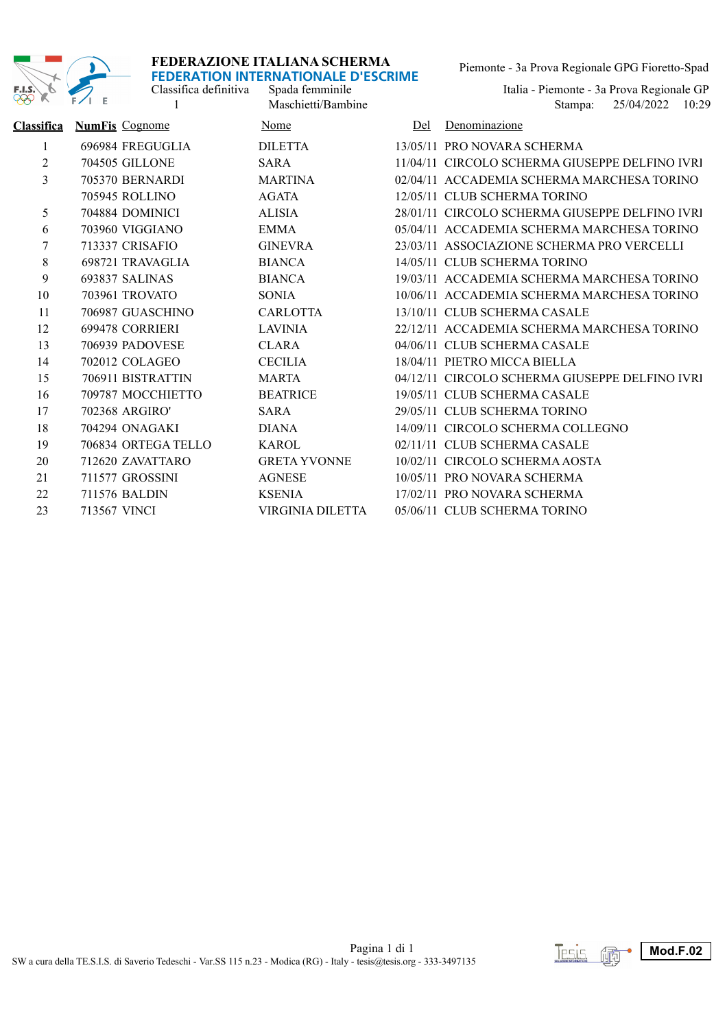**FEDERAZIONE ITALIANA SCHERMA**
**FEDERATION INTERNATIONALE D'ESCRIME**

Classifica definitiva 1 — Spada femminile Maschietti/Bambine

Piemonte - 3a Prova Regionale GPG Fioretto-Spad
Italia - Piemonte - 3a Prova Regionale GP
Stampa: 25/04/2022 10:29

| Classifica | NumFis | Cognome | Nome | Del | Denominazione |
|---|---|---|---|---|---|
| 1 | 696984 | FREGUGLIA | DILETTA | 13/05/11 | PRO NOVARA SCHERMA |
| 2 | 704505 | GILLONE | SARA | 11/04/11 | CIRCOLO SCHERMA GIUSEPPE DELFINO IVRI |
| 3 | 705370 | BERNARDI | MARTINA | 02/04/11 | ACCADEMIA SCHERMA MARCHESA TORINO |
| | 705945 | ROLLINO | AGATA | 12/05/11 | CLUB SCHERMA TORINO |
| 5 | 704884 | DOMINICI | ALISIA | 28/01/11 | CIRCOLO SCHERMA GIUSEPPE DELFINO IVRI |
| 6 | 703960 | VIGGIANO | EMMA | 05/04/11 | ACCADEMIA SCHERMA MARCHESA TORINO |
| 7 | 713337 | CRISAFIO | GINEVRA | 23/03/11 | ASSOCIAZIONE SCHERMA PRO VERCELLI |
| 8 | 698721 | TRAVAGLIA | BIANCA | 14/05/11 | CLUB SCHERMA TORINO |
| 9 | 693837 | SALINAS | BIANCA | 19/03/11 | ACCADEMIA SCHERMA MARCHESA TORINO |
| 10 | 703961 | TROVATO | SONIA | 10/06/11 | ACCADEMIA SCHERMA MARCHESA TORINO |
| 11 | 706987 | GUASCHINO | CARLOTTA | 13/10/11 | CLUB SCHERMA CASALE |
| 12 | 699478 | CORRIERI | LAVINIA | 22/12/11 | ACCADEMIA SCHERMA MARCHESA TORINO |
| 13 | 706939 | PADOVESE | CLARA | 04/06/11 | CLUB SCHERMA CASALE |
| 14 | 702012 | COLAGEO | CECILIA | 18/04/11 | PIETRO MICCA BIELLA |
| 15 | 706911 | BISTRATTIN | MARTA | 04/12/11 | CIRCOLO SCHERMA GIUSEPPE DELFINO IVRI |
| 16 | 709787 | MOCCHIETTO | BEATRICE | 19/05/11 | CLUB SCHERMA CASALE |
| 17 | 702368 | ARGIRO' | SARA | 29/05/11 | CLUB SCHERMA TORINO |
| 18 | 704294 | ONAGAKI | DIANA | 14/09/11 | CIRCOLO SCHERMA COLLEGNO |
| 19 | 706834 | ORTEGA TELLO | KAROL | 02/11/11 | CLUB SCHERMA CASALE |
| 20 | 712620 | ZAVATTARO | GRETA YVONNE | 10/02/11 | CIRCOLO SCHERMA AOSTA |
| 21 | 711577 | GROSSINI | AGNESE | 10/05/11 | PRO NOVARA SCHERMA |
| 22 | 711576 | BALDIN | KSENIA | 17/02/11 | PRO NOVARA SCHERMA |
| 23 | 713567 | VINCI | VIRGINIA DILETTA | 05/06/11 | CLUB SCHERMA TORINO |

SW a cura della TE.S.I.S. di Saverio Tedeschi - Var.SS 115 n.23 - Modica (RG) - Italy - tesis@tesis.org - 333-3497135

Mod.F.02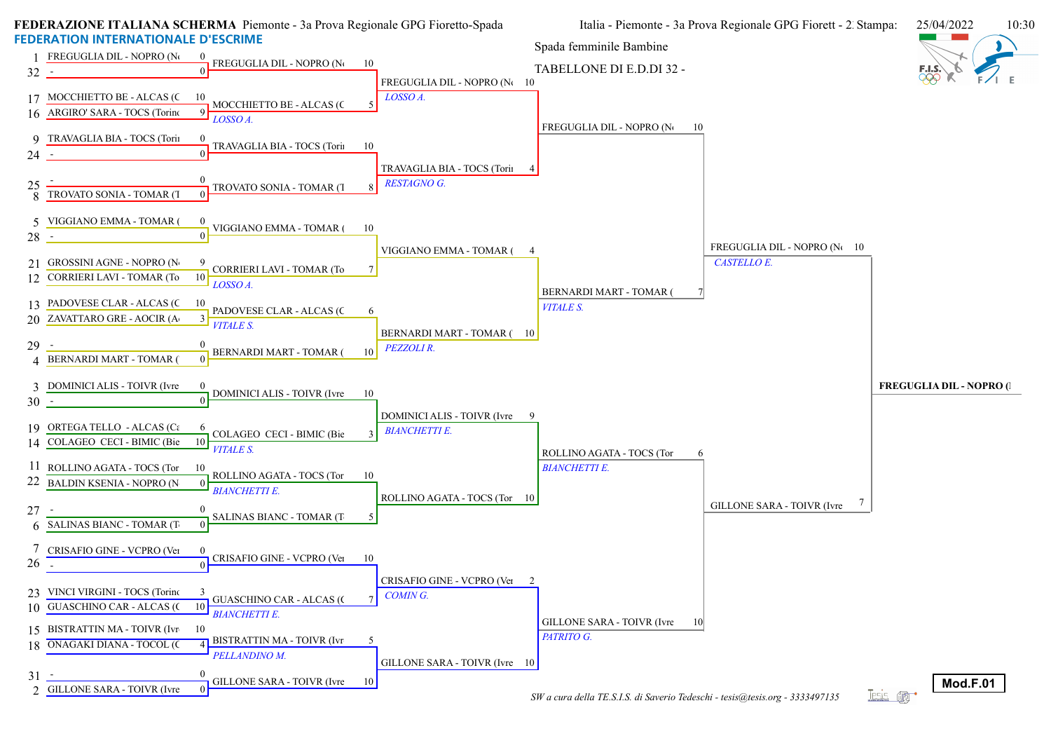**FEDERAZIONE ITALIANA SCHERMA** Piemonte - 3a Prova Regionale GPG Fioretto-Spada

**FEDERATION INTERNATIONALE D'ESCRIME**

Italia - Piemonte - 3a Prova Regionale GPG Fiorett - 2 Stampa: 25/04/2022 10:30

Spada femminile Bambine

TABELLONE DI E.D.DI 32 -

## Tabellone dei 32

| Seed | Atleta | Punti |
|---|---|---|
| 1 | FREGUGLIA DIL - NOPRO (N | 0 |
| 32 | - | 0 |
| 17 | MOCCHIETTO BE - ALCAS (C | 10 |
| 16 | ARGIRO' SARA - TOCS (Torino | 9 |
| 9 | TRAVAGLIA BIA - TOCS (Torin | 0 |
| 24 | - | 0 |
| 25 | - | 0 |
| 8 | TROVATO SONIA - TOMAR (T | 0 |
| 5 | VIGGIANO EMMA - TOMAR ( | 0 |
| 28 | - | 0 |
| 21 | GROSSINI AGNE - NOPRO (N | 9 |
| 12 | CORRIERI LAVI - TOMAR (To | 10 |
| 13 | PADOVESE CLAR - ALCAS (C | 10 |
| 20 | ZAVATTARO GRE - AOCIR (A | 3 |
| 29 | - | 0 |
| 4 | BERNARDI MART - TOMAR ( | 0 |
| 3 | DOMINICI ALIS - TOIVR (Ivre | 0 |
| 30 | - | 0 |
| 19 | ORTEGA TELLO - ALCAS (Ca | 6 |
| 14 | COLAGEO CECI - BIMIC (Bie | 10 |
| 11 | ROLLINO AGATA - TOCS (Tor | 10 |
| 22 | BALDIN KSENIA - NOPRO (N | 0 |
| 27 | - | 0 |
| 6 | SALINAS BIANC - TOMAR (T | 0 |
| 7 | CRISAFIO GINE - VCPRO (Ve | 0 |
| 26 | - | 0 |
| 23 | VINCI VIRGINI - TOCS (Torino | 3 |
| 10 | GUASCHINO CAR - ALCAS (C | 10 |
| 15 | BISTRATTIN MA - TOIVR (Ivr | 10 |
| 18 | ONAGAKI DIANA - TOCOL (C | 4 |
| 31 | - | 0 |
| 2 | GILLONE SARA - TOIVR (Ivre | 0 |

## Tabellone dei 16

| Atleta | Punti | Arbitro |
|---|---|---|
| FREGUGLIA DIL - NOPRO (N | 10 | |
| MOCCHIETTO BE - ALCAS (C | 5 | *LOSSO A.* |
| TRAVAGLIA BIA - TOCS (Torin | 10 | |
| TROVATO SONIA - TOMAR (T | 8 | |
| VIGGIANO EMMA - TOMAR ( | 10 | |
| CORRIERI LAVI - TOMAR (To | 7 | *LOSSO A.* |
| PADOVESE CLAR - ALCAS (C | 6 | *VITALE S.* |
| BERNARDI MART - TOMAR ( | 10 | |
| DOMINICI ALIS - TOIVR (Ivre | 10 | |
| COLAGEO CECI - BIMIC (Bie | 3 | *VITALE S.* |
| ROLLINO AGATA - TOCS (Tor | 10 | *BIANCHETTI E.* |
| SALINAS BIANC - TOMAR (T | 5 | |
| CRISAFIO GINE - VCPRO (Ve | 10 | |
| GUASCHINO CAR - ALCAS (C | 7 | *BIANCHETTI E.* |
| BISTRATTIN MA - TOIVR (Ivr | 5 | *PELLANDINO M.* |
| GILLONE SARA - TOIVR (Ivre | 10 | |

## Quarti di finale

| Atleta | Punti | Arbitro |
|---|---|---|
| FREGUGLIA DIL - NOPRO (N | 10 | *LOSSO A.* |
| TRAVAGLIA BIA - TOCS (Torin | 4 | *RESTAGNO G.* |
| VIGGIANO EMMA - TOMAR ( | 4 | |
| BERNARDI MART - TOMAR ( | 10 | *PEZZOLI R.* |
| DOMINICI ALIS - TOIVR (Ivre | 9 | *BIANCHETTI E.* |
| ROLLINO AGATA - TOCS (Tor | 10 | |
| CRISAFIO GINE - VCPRO (Ve | 2 | *COMIN G.* |
| GILLONE SARA - TOIVR (Ivre | 10 | |

## Semifinali

| Atleta | Punti | Arbitro |
|---|---|---|
| FREGUGLIA DIL - NOPRO (N | 10 | |
| BERNARDI MART - TOMAR ( | 7 | *VITALE S.* |
| ROLLINO AGATA - TOCS (Tor | 6 | *BIANCHETTI E.* |
| GILLONE SARA - TOIVR (Ivre | 10 | *PATRITO G.* |

## Finale

| Atleta | Punti | Arbitro |
|---|---|---|
| FREGUGLIA DIL - NOPRO (N | 10 | *CASTELLO E.* |
| GILLONE SARA - TOIVR (Ivre | 7 | |

**Vincitrice: FREGUGLIA DIL - NOPRO (**

*SW a cura della TE.S.I.S. di Saverio Tedeschi - tesis@tesis.org - 3333497135*

**Mod.F.01**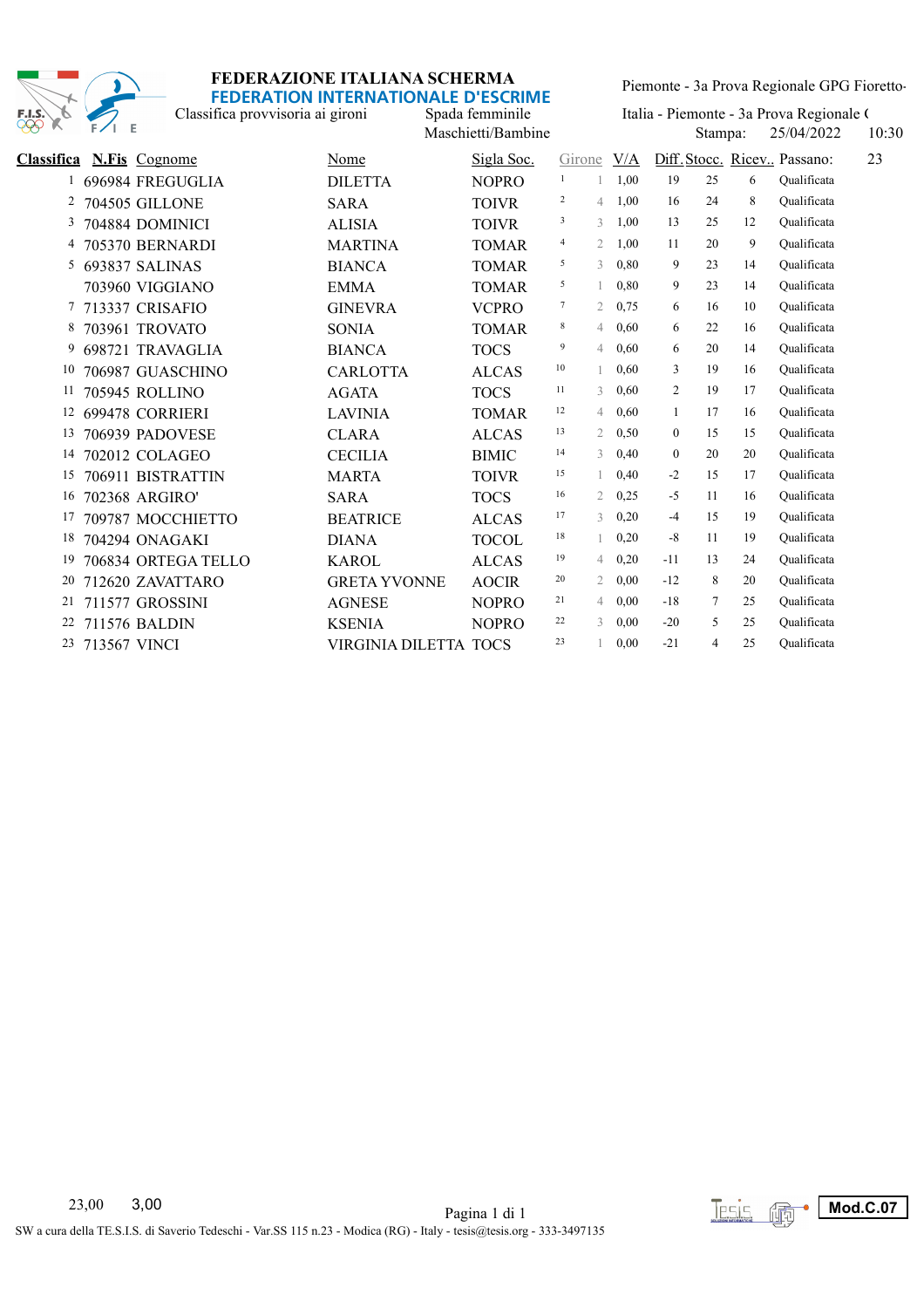# FEDERAZIONE ITALIANA SCHERMA

## FEDERATION INTERNATIONALE D'ESCRIME

Classifica provvisoria ai gironi — Spada femminile — Maschietti/Bambine

Piemonte - 3a Prova Regionale GPG Fioretto-

Italia - Piemonte - 3a Prova Regionale (

Stampa: 25/04/2022 10:30

| Classifica | N.Fis | Cognome | Nome | Sigla Soc. | Girone | | V/A | Diff. | Stocc. | Ricev.. | Passano: 23 |
|---|---|---|---|---|---|---|---|---|---|---|---|
| 1 | 696984 | FREGUGLIA | DILETTA | NOPRO | 1 | 1 | 1,00 | 19 | 25 | 6 | Qualificata |
| 2 | 704505 | GILLONE | SARA | TOIVR | 2 | 4 | 1,00 | 16 | 24 | 8 | Qualificata |
| 3 | 704884 | DOMINICI | ALISIA | TOIVR | 3 | 3 | 1,00 | 13 | 25 | 12 | Qualificata |
| 4 | 705370 | BERNARDI | MARTINA | TOMAR | 4 | 2 | 1,00 | 11 | 20 | 9 | Qualificata |
| 5 | 693837 | SALINAS | BIANCA | TOMAR | 5 | 3 | 0,80 | 9 | 23 | 14 | Qualificata |
| | 703960 | VIGGIANO | EMMA | TOMAR | 5 | 1 | 0,80 | 9 | 23 | 14 | Qualificata |
| 7 | 713337 | CRISAFIO | GINEVRA | VCPRO | 7 | 2 | 0,75 | 6 | 16 | 10 | Qualificata |
| 8 | 703961 | TROVATO | SONIA | TOMAR | 8 | 4 | 0,60 | 6 | 22 | 16 | Qualificata |
| 9 | 698721 | TRAVAGLIA | BIANCA | TOCS | 9 | 4 | 0,60 | 6 | 20 | 14 | Qualificata |
| 10 | 706987 | GUASCHINO | CARLOTTA | ALCAS | 10 | 1 | 0,60 | 3 | 19 | 16 | Qualificata |
| 11 | 705945 | ROLLINO | AGATA | TOCS | 11 | 3 | 0,60 | 2 | 19 | 17 | Qualificata |
| 12 | 699478 | CORRIERI | LAVINIA | TOMAR | 12 | 4 | 0,60 | 1 | 17 | 16 | Qualificata |
| 13 | 706939 | PADOVESE | CLARA | ALCAS | 13 | 2 | 0,50 | 0 | 15 | 15 | Qualificata |
| 14 | 702012 | COLAGEO | CECILIA | BIMIC | 14 | 3 | 0,40 | 0 | 20 | 20 | Qualificata |
| 15 | 706911 | BISTRATTIN | MARTA | TOIVR | 15 | 1 | 0,40 | -2 | 15 | 17 | Qualificata |
| 16 | 702368 | ARGIRO' | SARA | TOCS | 16 | 2 | 0,25 | -5 | 11 | 16 | Qualificata |
| 17 | 709787 | MOCCHIETTO | BEATRICE | ALCAS | 17 | 3 | 0,20 | -4 | 15 | 19 | Qualificata |
| 18 | 704294 | ONAGAKI | DIANA | TOCOL | 18 | 1 | 0,20 | -8 | 11 | 19 | Qualificata |
| 19 | 706834 | ORTEGA TELLO | KAROL | ALCAS | 19 | 4 | 0,20 | -11 | 13 | 24 | Qualificata |
| 20 | 712620 | ZAVATTARO | GRETA YVONNE | AOCIR | 20 | 2 | 0,00 | -12 | 8 | 20 | Qualificata |
| 21 | 711577 | GROSSINI | AGNESE | NOPRO | 21 | 4 | 0,00 | -18 | 7 | 25 | Qualificata |
| 22 | 711576 | BALDIN | KSENIA | NOPRO | 22 | 3 | 0,00 | -20 | 5 | 25 | Qualificata |
| 23 | 713567 | VINCI | VIRGINIA DILETTA | TOCS | 23 | 1 | 0,00 | -21 | 4 | 25 | Qualificata |

23,00 3,00

SW a cura della TE.S.I.S. di Saverio Tedeschi - Var.SS 115 n.23 - Modica (RG) - Italy - tesis@tesis.org - 333-3497135

Mod.C.07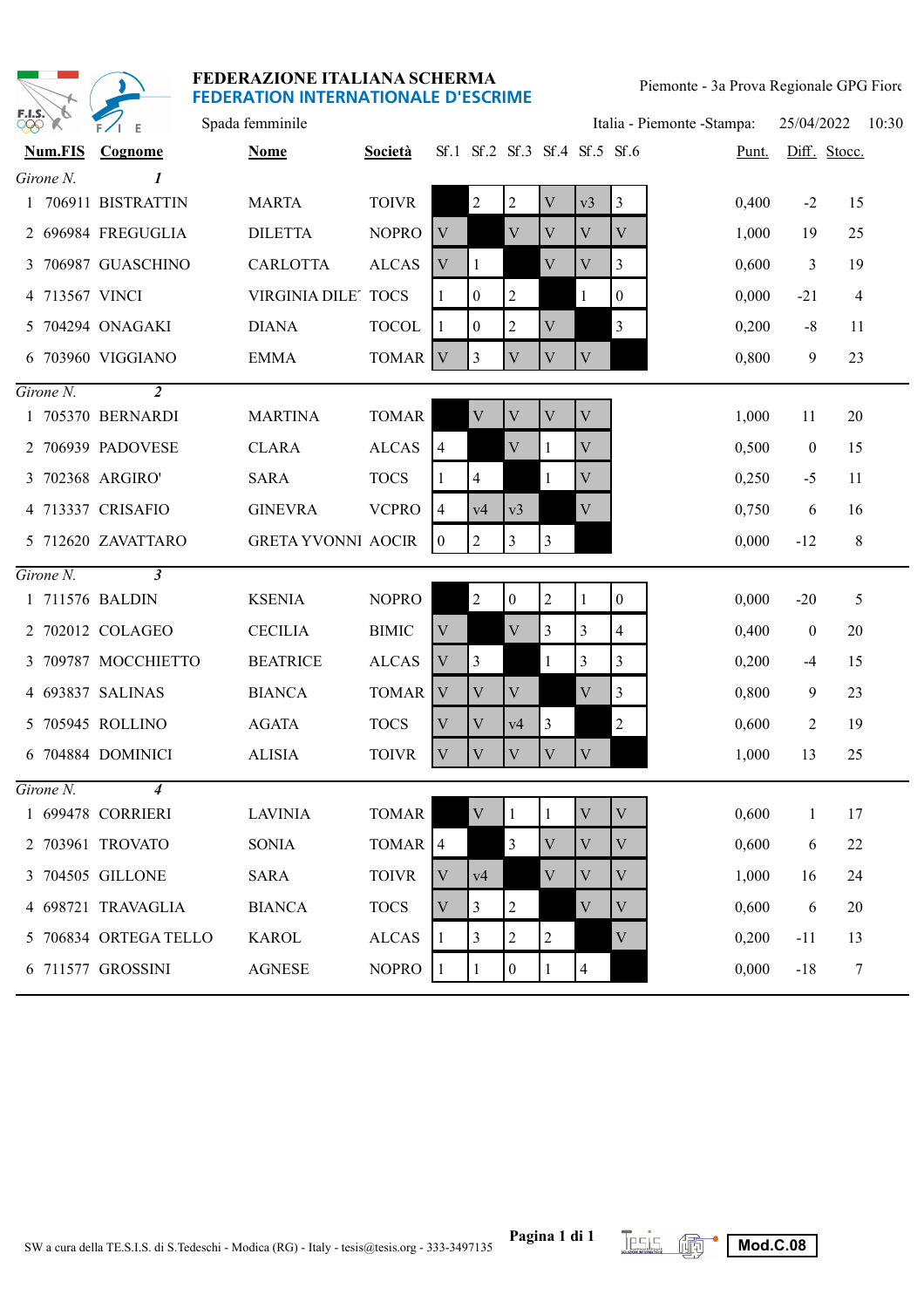**FEDERAZIONE ITALIANA SCHERMA**
**FEDERATION INTERNATIONALE D'ESCRIME**

Piemonte - 3a Prova Regionale GPG Fiore

Spada femminile

Italia - Piemonte -Stampa: 25/04/2022 10:30

| | Num.FIS | Cognome | Nome | Società | Sf.1 | Sf.2 | Sf.3 | Sf.4 | Sf.5 | Sf.6 | Punt. | Diff. | Stocc. |
|---|---|---|---|---|---|---|---|---|---|---|---|---|---|
| *Girone N.* | | *1* | | | | | | | | | | | |
| 1 | 706911 | BISTRATTIN | MARTA | TOIVR | | 2 | 2 | V | v3 | 3 | 0,400 | -2 | 15 |
| 2 | 696984 | FREGUGLIA | DILETTA | NOPRO | V | | V | V | V | V | 1,000 | 19 | 25 |
| 3 | 706987 | GUASCHINO | CARLOTTA | ALCAS | V | 1 | | V | V | 3 | 0,600 | 3 | 19 |
| 4 | 713567 | VINCI | VIRGINIA DILE' | TOCS | 1 | 0 | 2 | | 1 | 0 | 0,000 | -21 | 4 |
| 5 | 704294 | ONAGAKI | DIANA | TOCOL | 1 | 0 | 2 | V | | 3 | 0,200 | -8 | 11 |
| 6 | 703960 | VIGGIANO | EMMA | TOMAR | V | 3 | V | V | V | | 0,800 | 9 | 23 |
| *Girone N.* | | *2* | | | | | | | | | | | |
| 1 | 705370 | BERNARDI | MARTINA | TOMAR | | V | V | V | V | | 1,000 | 11 | 20 |
| 2 | 706939 | PADOVESE | CLARA | ALCAS | 4 | | V | 1 | V | | 0,500 | 0 | 15 |
| 3 | 702368 | ARGIRO' | SARA | TOCS | 1 | 4 | | 1 | V | | 0,250 | -5 | 11 |
| 4 | 713337 | CRISAFIO | GINEVRA | VCPRO | 4 | v4 | v3 | | V | | 0,750 | 6 | 16 |
| 5 | 712620 | ZAVATTARO | GRETA YVONNI | AOCIR | 0 | 2 | 3 | 3 | | | 0,000 | -12 | 8 |
| *Girone N.* | | *3* | | | | | | | | | | | |
| 1 | 711576 | BALDIN | KSENIA | NOPRO | | 2 | 0 | 2 | 1 | 0 | 0,000 | -20 | 5 |
| 2 | 702012 | COLAGEO | CECILIA | BIMIC | V | | V | 3 | 3 | 4 | 0,400 | 0 | 20 |
| 3 | 709787 | MOCCHIETTO | BEATRICE | ALCAS | V | 3 | | 1 | 3 | 3 | 0,200 | -4 | 15 |
| 4 | 693837 | SALINAS | BIANCA | TOMAR | V | V | V | | V | 3 | 0,800 | 9 | 23 |
| 5 | 705945 | ROLLINO | AGATA | TOCS | V | V | v4 | 3 | | 2 | 0,600 | 2 | 19 |
| 6 | 704884 | DOMINICI | ALISIA | TOIVR | V | V | V | V | V | | 1,000 | 13 | 25 |
| *Girone N.* | | *4* | | | | | | | | | | | |
| 1 | 699478 | CORRIERI | LAVINIA | TOMAR | | V | 1 | 1 | V | V | 0,600 | 1 | 17 |
| 2 | 703961 | TROVATO | SONIA | TOMAR | 4 | | 3 | V | V | V | 0,600 | 6 | 22 |
| 3 | 704505 | GILLONE | SARA | TOIVR | V | v4 | | V | V | V | 1,000 | 16 | 24 |
| 4 | 698721 | TRAVAGLIA | BIANCA | TOCS | V | 3 | 2 | | V | V | 0,600 | 6 | 20 |
| 5 | 706834 | ORTEGA TELLO | KAROL | ALCAS | 1 | 3 | 2 | 2 | | V | 0,200 | -11 | 13 |
| 6 | 711577 | GROSSINI | AGNESE | NOPRO | 1 | 1 | 0 | 1 | 4 | | 0,000 | -18 | 7 |

SW a cura della TE.S.I.S. di S.Tedeschi - Modica (RG) - Italy - tesis@tesis.org - 333-3497135

Mod.C.08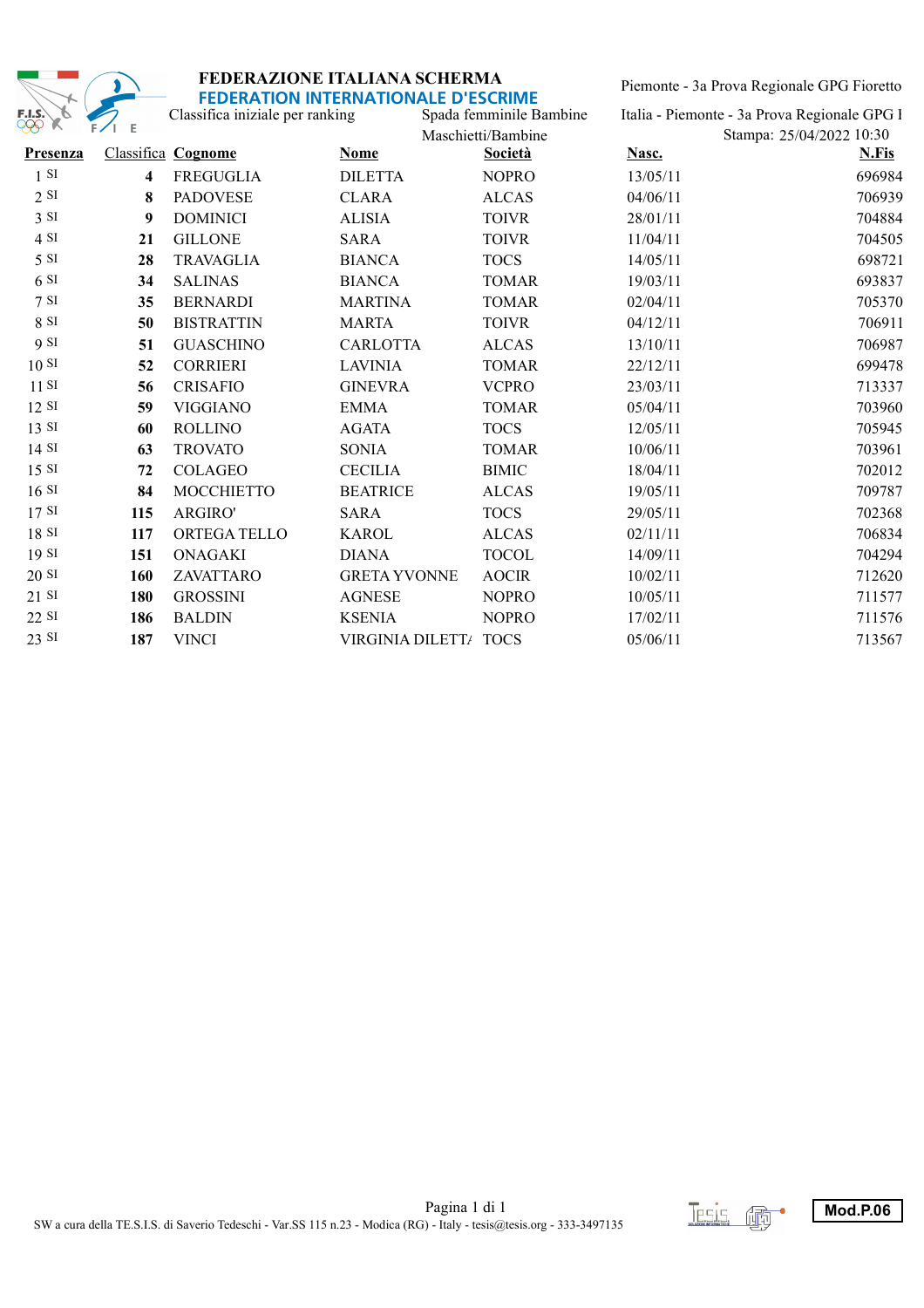**FEDERAZIONE ITALIANA SCHERMA**
**FEDERATION INTERNATIONALE D'ESCRIME**

Classifica iniziale per ranking — Spada femminile Bambine Maschietti/Bambine

Piemonte - 3a Prova Regionale GPG Fioretto

Italia - Piemonte - 3a Prova Regionale GPG I

Stampa: 25/04/2022 10:30

| Presenza | Classifica | Cognome | Nome | Società | Nasc. | N.Fis |
|---|---|---|---|---|---|---|
| 1 SI | **4** | FREGUGLIA | DILETTA | NOPRO | 13/05/11 | 696984 |
| 2 SI | **8** | PADOVESE | CLARA | ALCAS | 04/06/11 | 706939 |
| 3 SI | **9** | DOMINICI | ALISIA | TOIVR | 28/01/11 | 704884 |
| 4 SI | **21** | GILLONE | SARA | TOIVR | 11/04/11 | 704505 |
| 5 SI | **28** | TRAVAGLIA | BIANCA | TOCS | 14/05/11 | 698721 |
| 6 SI | **34** | SALINAS | BIANCA | TOMAR | 19/03/11 | 693837 |
| 7 SI | **35** | BERNARDI | MARTINA | TOMAR | 02/04/11 | 705370 |
| 8 SI | **50** | BISTRATTIN | MARTA | TOIVR | 04/12/11 | 706911 |
| 9 SI | **51** | GUASCHINO | CARLOTTA | ALCAS | 13/10/11 | 706987 |
| 10 SI | **52** | CORRIERI | LAVINIA | TOMAR | 22/12/11 | 699478 |
| 11 SI | **56** | CRISAFIO | GINEVRA | VCPRO | 23/03/11 | 713337 |
| 12 SI | **59** | VIGGIANO | EMMA | TOMAR | 05/04/11 | 703960 |
| 13 SI | **60** | ROLLINO | AGATA | TOCS | 12/05/11 | 705945 |
| 14 SI | **63** | TROVATO | SONIA | TOMAR | 10/06/11 | 703961 |
| 15 SI | **72** | COLAGEO | CECILIA | BIMIC | 18/04/11 | 702012 |
| 16 SI | **84** | MOCCHIETTO | BEATRICE | ALCAS | 19/05/11 | 709787 |
| 17 SI | **115** | ARGIRO' | SARA | TOCS | 29/05/11 | 702368 |
| 18 SI | **117** | ORTEGA TELLO | KAROL | ALCAS | 02/11/11 | 706834 |
| 19 SI | **151** | ONAGAKI | DIANA | TOCOL | 14/09/11 | 704294 |
| 20 SI | **160** | ZAVATTARO | GRETA YVONNE | AOCIR | 10/02/11 | 712620 |
| 21 SI | **180** | GROSSINI | AGNESE | NOPRO | 10/05/11 | 711577 |
| 22 SI | **186** | BALDIN | KSENIA | NOPRO | 17/02/11 | 711576 |
| 23 SI | **187** | VINCI | VIRGINIA DILETT/ | TOCS | 05/06/11 | 713567 |

SW a cura della TE.S.I.S. di Saverio Tedeschi - Var.SS 115 n.23 - Modica (RG) - Italy - tesis@tesis.org - 333-3497135

Mod.P.06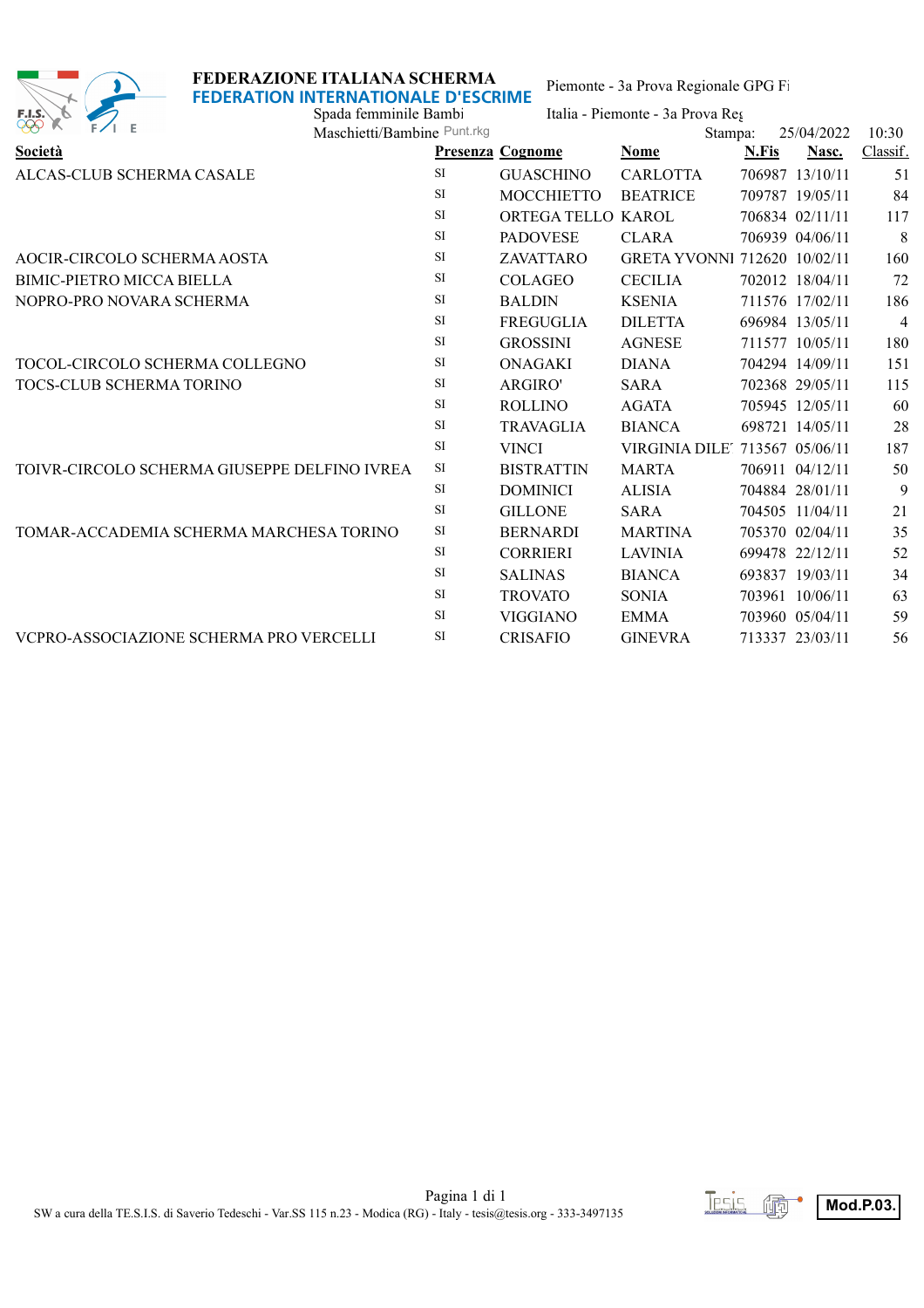**FEDERAZIONE ITALIANA SCHERMA**
**FEDERATION INTERNATIONALE D'ESCRIME**

Spada femminile Bambi
Maschietti/Bambine Punt.rkg

Piemonte - 3a Prova Regionale GPG Fi
Italia - Piemonte - 3a Prova Reg

Stampa: 25/04/2022 10:30

| Società | Presenza | Cognome | Nome | N.Fis | Nasc. | Classif. |
|---|---|---|---|---|---|---|
| ALCAS-CLUB SCHERMA CASALE | SI | GUASCHINO | CARLOTTA | 706987 | 13/10/11 | 51 |
| | SI | MOCCHIETTO | BEATRICE | 709787 | 19/05/11 | 84 |
| | SI | ORTEGA TELLO | KAROL | 706834 | 02/11/11 | 117 |
| | SI | PADOVESE | CLARA | 706939 | 04/06/11 | 8 |
| AOCIR-CIRCOLO SCHERMA AOSTA | SI | ZAVATTARO | GRETA YVONNI | 712620 | 10/02/11 | 160 |
| BIMIC-PIETRO MICCA BIELLA | SI | COLAGEO | CECILIA | 702012 | 18/04/11 | 72 |
| NOPRO-PRO NOVARA SCHERMA | SI | BALDIN | KSENIA | 711576 | 17/02/11 | 186 |
| | SI | FREGUGLIA | DILETTA | 696984 | 13/05/11 | 4 |
| | SI | GROSSINI | AGNESE | 711577 | 10/05/11 | 180 |
| TOCOL-CIRCOLO SCHERMA COLLEGNO | SI | ONAGAKI | DIANA | 704294 | 14/09/11 | 151 |
| TOCS-CLUB SCHERMA TORINO | SI | ARGIRO' | SARA | 702368 | 29/05/11 | 115 |
| | SI | ROLLINO | AGATA | 705945 | 12/05/11 | 60 |
| | SI | TRAVAGLIA | BIANCA | 698721 | 14/05/11 | 28 |
| | SI | VINCI | VIRGINIA DILE' | 713567 | 05/06/11 | 187 |
| TOIVR-CIRCOLO SCHERMA GIUSEPPE DELFINO IVREA | SI | BISTRATTIN | MARTA | 706911 | 04/12/11 | 50 |
| | SI | DOMINICI | ALISIA | 704884 | 28/01/11 | 9 |
| | SI | GILLONE | SARA | 704505 | 11/04/11 | 21 |
| TOMAR-ACCADEMIA SCHERMA MARCHESA TORINO | SI | BERNARDI | MARTINA | 705370 | 02/04/11 | 35 |
| | SI | CORRIERI | LAVINIA | 699478 | 22/12/11 | 52 |
| | SI | SALINAS | BIANCA | 693837 | 19/03/11 | 34 |
| | SI | TROVATO | SONIA | 703961 | 10/06/11 | 63 |
| | SI | VIGGIANO | EMMA | 703960 | 05/04/11 | 59 |
| VCPRO-ASSOCIAZIONE SCHERMA PRO VERCELLI | SI | CRISAFIO | GINEVRA | 713337 | 23/03/11 | 56 |

SW a cura della TE.S.I.S. di Saverio Tedeschi - Var.SS 115 n.23 - Modica (RG) - Italy - tesis@tesis.org - 333-3497135

Mod.P.03.